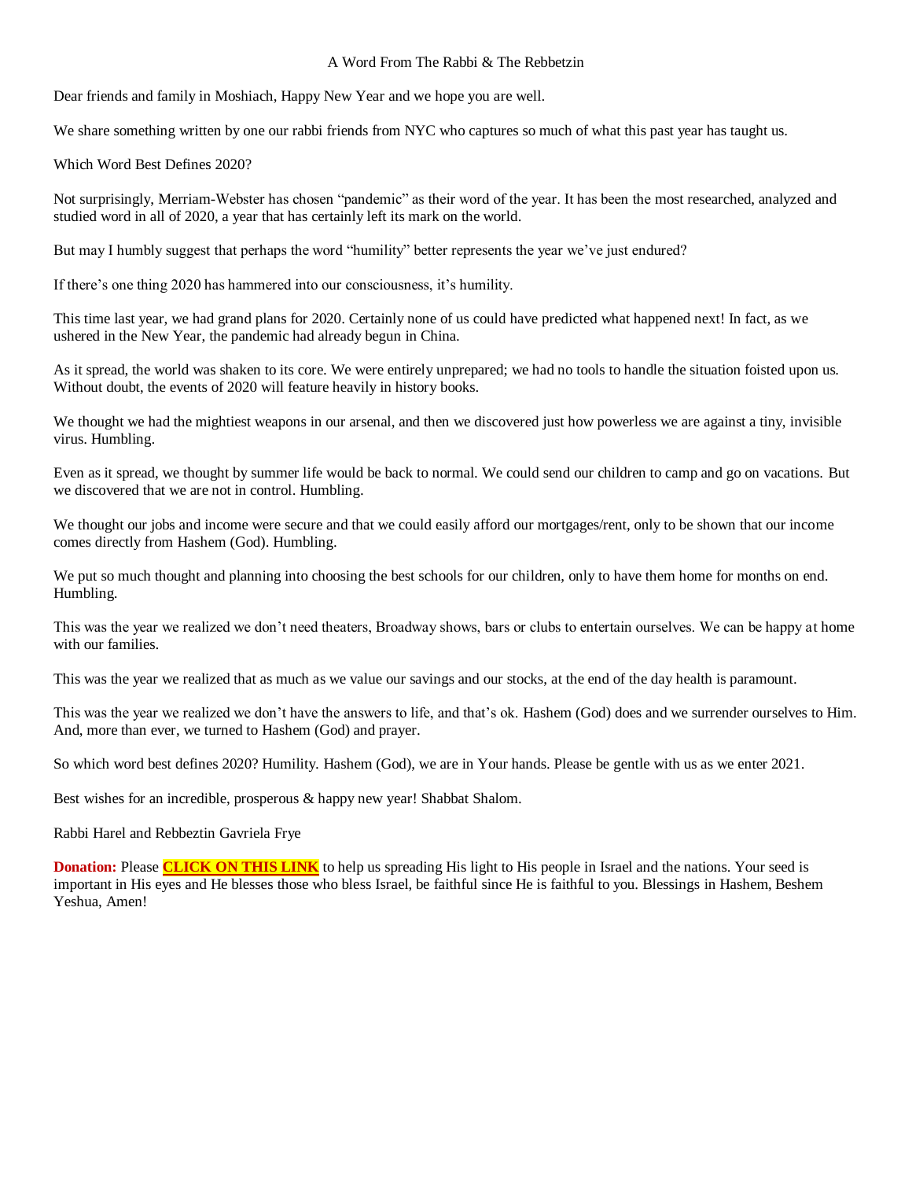# A Word From The Rabbi & The Rebbetzin

Dear friends and family in Moshiach, Happy New Year and we hope you are well.

We share something written by one our rabbi friends from NYC who captures so much of what this past year has taught us.

Which Word Best Defines 2020?

Not surprisingly, Merriam-Webster has chosen “pandemic” as their word of the year. It has been the most researched, analyzed and studied word in all of 2020, a year that has certainly left its mark on the world.

But may I humbly suggest that perhaps the word “humility” better represents the year we’ve just endured?

If there’s one thing 2020 has hammered into our consciousness, it’s humility.

This time last year, we had grand plans for 2020. Certainly none of us could have predicted what happened next! In fact, as we ushered in the New Year, the pandemic had already begun in China.

As it spread, the world was shaken to its core. We were entirely unprepared; we had no tools to handle the situation foisted upon us. Without doubt, the events of 2020 will feature heavily in history books.

We thought we had the mightiest weapons in our arsenal, and then we discovered just how powerless we are against a tiny, invisible virus. Humbling.

Even as it spread, we thought by summer life would be back to normal. We could send our children to camp and go on vacations. But we discovered that we are not in control. Humbling.

We thought our jobs and income were secure and that we could easily afford our mortgages/rent, only to be shown that our income comes directly from Hashem (God). Humbling.

We put so much thought and planning into choosing the best schools for our children, only to have them home for months on end. Humbling.

This was the year we realized we don’t need theaters, Broadway shows, bars or clubs to entertain ourselves. We can be happy at home with our families.

This was the year we realized that as much as we value our savings and our stocks, at the end of the day health is paramount.

This was the year we realized we don’t have the answers to life, and that’s ok. Hashem (God) does and we surrender ourselves to Him. And, more than ever, we turned to Hashem (God) and prayer.

So which word best defines 2020? Humility. Hashem (God), we are in Your hands. Please be gentle with us as we enter 2021.

Best wishes for an incredible, prosperous & happy new year! Shabbat Shalom.

Rabbi Harel and Rebbeztin Gavriela Frye

**Donation:** Please **CLICK ON THIS LINK** to help us spreading His light to His people in Israel and the nations. Your seed is important in His eyes and He blesses those who bless Israel, be faithful since He is faithful to you. Blessings in Hashem, Beshem Yeshua, Amen!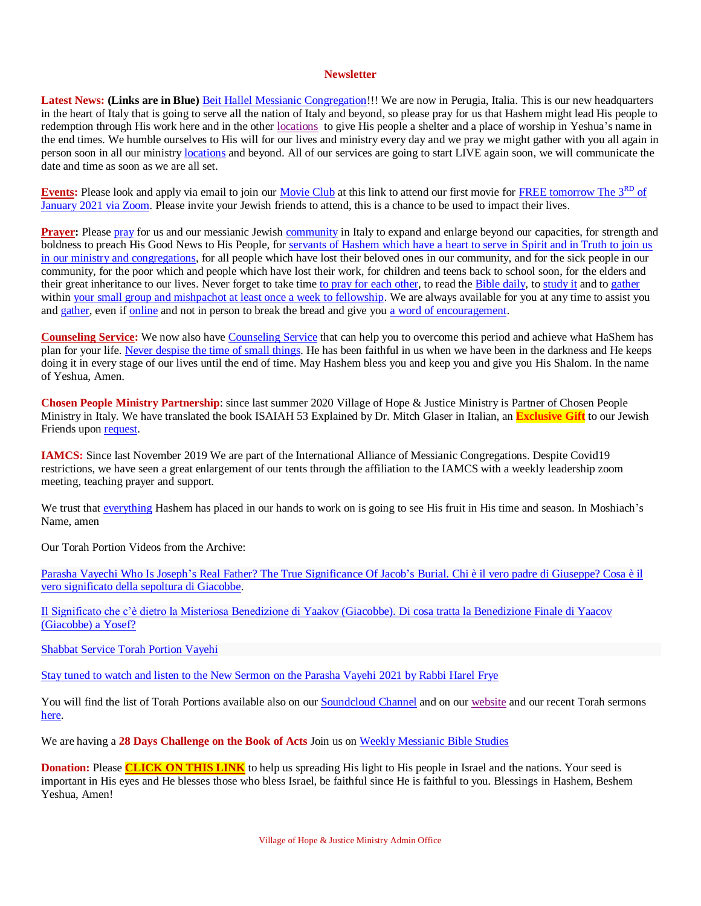## Newsletter

**Latest News:** **(Links are in Blue)** Beit Hallel Messianic Congregation!!! We are now in Perugia, Italia. This is our new headquarters in the heart of Italy that is going to serve all the nation of Italy and beyond, so please pray for us that Hashem might lead His people to redemption through His work here and in the other locations to give His people a shelter and a place of worship in Yeshua's name in the end times. We humble ourselves to His will for our lives and ministry every day and we pray we might gather with you all again in person soon in all our ministry locations and beyond. All of our services are going to start LIVE again soon, we will communicate the date and time as soon as we are all set.

**Events:** Please look and apply via email to join our Movie Club at this link to attend our first movie for FREE tomorrow The 3RD of January 2021 via Zoom. Please invite your Jewish friends to attend, this is a chance to be used to impact their lives.

**Prayer:** Please pray for us and our messianic Jewish community in Italy to expand and enlarge beyond our capacities, for strength and boldness to preach His Good News to His People, for servants of Hashem which have a heart to serve in Spirit and in Truth to join us in our ministry and congregations, for all people which have lost their beloved ones in our community, and for the sick people in our community, for the poor which and people which have lost their work, for children and teens back to school soon, for the elders and their great inheritance to our lives. Never forget to take time to pray for each other, to read the Bible daily, to study it and to gather within your small group and mishpachot at least once a week to fellowship. We are always available for you at any time to assist you and gather, even if online and not in person to break the bread and give you a word of encouragement.

**Counseling Service:** We now also have Counseling Service that can help you to overcome this period and achieve what HaShem has plan for your life. Never despise the time of small things. He has been faithful in us when we have been in the darkness and He keeps doing it in every stage of our lives until the end of time. May Hashem bless you and keep you and give you His Shalom. In the name of Yeshua, Amen.

**Chosen People Ministry Partnership**: since last summer 2020 Village of Hope & Justice Ministry is Partner of Chosen People Ministry in Italy. We have translated the book ISAIAH 53 Explained by Dr. Mitch Glaser in Italian, an **Exclusive Gift** to our Jewish Friends upon request.

**IAMCS:** Since last November 2019 We are part of the International Alliance of Messianic Congregations. Despite Covid19 restrictions, we have seen a great enlargement of our tents through the affiliation to the IAMCS with a weekly leadership zoom meeting, teaching prayer and support.

We trust that everything Hashem has placed in our hands to work on is going to see His fruit in His time and season. In Moshiach's Name, amen

Our Torah Portion Videos from the Archive:

Parasha Vayechi Who Is Joseph's Real Father? The True Significance Of Jacob's Burial. Chi è il vero padre di Giuseppe? Cosa è il vero significato della sepoltura di Giacobbe.

Il Significato che c'è dietro la Misteriosa Benedizione di Yaakov (Giacobbe). Di cosa tratta la Benedizione Finale di Yaacov (Giacobbe) a Yosef?

Shabbat Service Torah Portion Vayehi

Stay tuned to watch and listen to the New Sermon on the Parasha Vayehi 2021 by Rabbi Harel Frye

You will find the list of Torah Portions available also on our Soundcloud Channel and on our website and our recent Torah sermons here.

We are having a **28 Days Challenge on the Book of Acts** Join us on Weekly Messianic Bible Studies

**Donation:** Please **CLICK ON THIS LINK** to help us spreading His light to His people in Israel and the nations. Your seed is important in His eyes and He blesses those who bless Israel, be faithful since He is faithful to you. Blessings in Hashem, Beshem Yeshua, Amen!

Village of Hope & Justice Ministry Admin Office